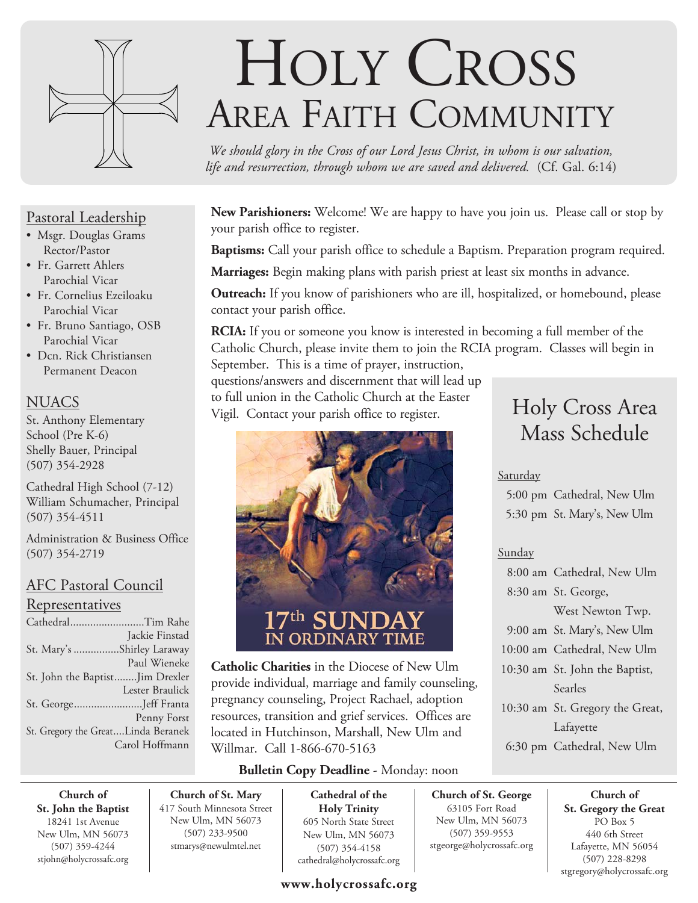# Holy Cross
## Area Faith Community

*We should glory in the Cross of our Lord Jesus Christ, in whom is our salvation, life and resurrection, through whom we are saved and delivered.* (Cf. Gal. 6:14)

### Pastoral Leadership

- Msgr. Douglas Grams
  Rector/Pastor
- Fr. Garrett Ahlers
  Parochial Vicar
- Fr. Cornelius Ezeiloaku
  Parochial Vicar
- Fr. Bruno Santiago, OSB
  Parochial Vicar
- Dcn. Rick Christiansen
  Permanent Deacon

### NUACS

St. Anthony Elementary School (Pre K-6)
Shelly Bauer, Principal
(507) 354-2928

Cathedral High School (7-12)
William Schumacher, Principal
(507) 354-4511

Administration & Business Office
(507) 354-2719

### AFC Pastoral Council Representatives

Cathedral..........................Tim Rahe
Jackie Finstad
St. Mary's ................Shirley Laraway
Paul Wieneke
St. John the Baptist........Jim Drexler
Lester Braulick
St. George........................Jeff Franta
Penny Forst
St. Gregory the Great....Linda Beranek
Carol Hoffmann

**New Parishioners:** Welcome! We are happy to have you join us. Please call or stop by your parish office to register.

**Baptisms:** Call your parish office to schedule a Baptism. Preparation program required.

**Marriages:** Begin making plans with parish priest at least six months in advance.

**Outreach:** If you know of parishioners who are ill, hospitalized, or homebound, please contact your parish office.

**RCIA:** If you or someone you know is interested in becoming a full member of the Catholic Church, please invite them to join the RCIA program. Classes will begin in September. This is a time of prayer, instruction, questions/answers and discernment that will lead up to full union in the Catholic Church at the Easter Vigil. Contact your parish office to register.

17th SUNDAY IN ORDINARY TIME

**Catholic Charities** in the Diocese of New Ulm provide individual, marriage and family counseling, pregnancy counseling, Project Rachael, adoption resources, transition and grief services. Offices are located in Hutchinson, Marshall, New Ulm and Willmar. Call 1-866-670-5163

**Bulletin Copy Deadline** - Monday: noon

## Holy Cross Area Mass Schedule

Saturday

- 5:00 pm Cathedral, New Ulm
- 5:30 pm St. Mary's, New Ulm

Sunday

- 8:00 am Cathedral, New Ulm
- 8:30 am St. George, West Newton Twp.
- 9:00 am St. Mary's, New Ulm
- 10:00 am Cathedral, New Ulm
- 10:30 am St. John the Baptist, Searles
- 10:30 am St. Gregory the Great, Lafayette
- 6:30 pm Cathedral, New Ulm

**Church of St. John the Baptist**
18241 1st Avenue
New Ulm, MN 56073
(507) 359-4244
stjohn@holycrossafc.org

**Church of St. Mary**
417 South Minnesota Street
New Ulm, MN 56073
(507) 233-9500
stmarys@newulmtel.net

**Cathedral of the Holy Trinity**
605 North State Street
New Ulm, MN 56073
(507) 354-4158
cathedral@holycrossafc.org

**Church of St. George**
63105 Fort Road
New Ulm, MN 56073
(507) 359-9553
stgeorge@holycrossafc.org

**Church of St. Gregory the Great**
PO Box 5
440 6th Street
Lafayette, MN 56054
(507) 228-8298
stgregory@holycrossafc.org

**www.holycrossafc.org**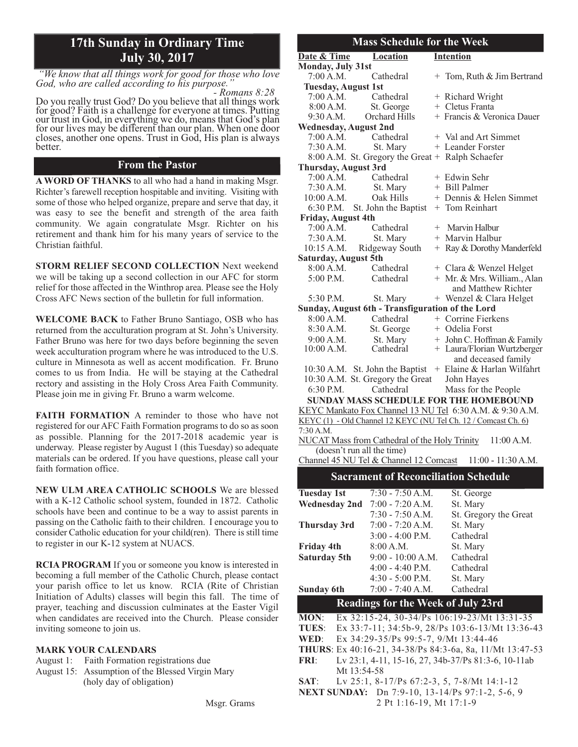# 17th Sunday in Ordinary Time
# July 30, 2017

*"We know that all things work for good for those who love God, who are called according to his purpose."*
*- Romans 8:28*

Do you really trust God? Do you believe that all things work for good? Faith is a challenge for everyone at times. Putting our trust in God, in everything we do, means that God's plan for our lives may be different than our plan. When one door closes, another one opens. Trust in God, His plan is always better.

## From the Pastor

**A WORD OF THANKS** to all who had a hand in making Msgr. Richter's farewell reception hospitable and inviting. Visiting with some of those who helped organize, prepare and serve that day, it was easy to see the benefit and strength of the area faith community. We again congratulate Msgr. Richter on his retirement and thank him for his many years of service to the Christian faithful.

**STORM RELIEF SECOND COLLECTION** Next weekend we will be taking up a second collection in our AFC for storm relief for those affected in the Winthrop area. Please see the Holy Cross AFC News section of the bulletin for full information.

**WELCOME BACK** to Father Bruno Santiago, OSB who has returned from the acculturation program at St. John's University. Father Bruno was here for two days before beginning the seven week acculturation program where he was introduced to the U.S. culture in Minnesota as well as accent modification. Fr. Bruno comes to us from India. He will be staying at the Cathedral rectory and assisting in the Holy Cross Area Faith Community. Please join me in giving Fr. Bruno a warm welcome.

**FAITH FORMATION** A reminder to those who have not registered for our AFC Faith Formation programs to do so as soon as possible. Planning for the 2017-2018 academic year is underway. Please register by August 1 (this Tuesday) so adequate materials can be ordered. If you have questions, please call your faith formation office.

**NEW ULM AREA CATHOLIC SCHOOLS** We are blessed with a K-12 Catholic school system, founded in 1872. Catholic schools have been and continue to be a way to assist parents in passing on the Catholic faith to their children. I encourage you to consider Catholic education for your child(ren). There is still time to register in our K-12 system at NUACS.

**RCIA PROGRAM** If you or someone you know is interested in becoming a full member of the Catholic Church, please contact your parish office to let us know. RCIA (Rite of Christian Initiation of Adults) classes will begin this fall. The time of prayer, teaching and discussion culminates at the Easter Vigil when candidates are received into the Church. Please consider inviting someone to join us.

**MARK YOUR CALENDARS**

August 1: Faith Formation registrations due
August 15: Assumption of the Blessed Virgin Mary (holy day of obligation)

Msgr. Grams

## Mass Schedule for the Week

| Date & Time | Location | Intention |
|---|---|---|
| **Monday, July 31st** | | |
| 7:00 A.M. | Cathedral | + Tom, Ruth & Jim Bertrand |
| **Tuesday, August 1st** | | |
| 7:00 A.M. | Cathedral | + Richard Wright |
| 8:00 A.M. | St. George | + Cletus Franta |
| 9:30 A.M. | Orchard Hills | + Francis & Veronica Dauer |
| **Wednesday, August 2nd** | | |
| 7:00 A.M. | Cathedral | + Val and Art Simmet |
| 7:30 A.M. | St. Mary | + Leander Forster |
| 8:00 A.M. | St. Gregory the Great | + Ralph Schaefer |
| **Thursday, August 3rd** | | |
| 7:00 A.M. | Cathedral | + Edwin Sehr |
| 7:30 A.M. | St. Mary | + Bill Palmer |
| 10:00 A.M. | Oak Hills | + Dennis & Helen Simmet |
| 6:30 P.M. | St. John the Baptist | + Tom Reinhart |
| **Friday, August 4th** | | |
| 7:00 A.M. | Cathedral | + Marvin Halbur |
| 7:30 A.M. | St. Mary | + Marvin Halbur |
| 10:15 A.M. | Ridgeway South | + Ray & Dorothy Manderfeld |
| **Saturday, August 5th** | | |
| 8:00 A.M. | Cathedral | + Clara & Wenzel Helget |
| 5:00 P.M. | Cathedral | + Mr. & Mrs. William., Alan and Matthew Richter |
| 5:30 P.M. | St. Mary | + Wenzel & Clara Helget |
| **Sunday, August 6th - Transfiguration of the Lord** | | |
| 8:00 A.M. | Cathedral | + Corrine Fierkens |
| 8:30 A.M. | St. George | + Odelia Forst |
| 9:00 A.M. | St. Mary | + John C. Hoffman & Family |
| 10:00 A.M. | Cathedral | + Laura/Florian Wurtzberger and deceased family |
| 10:30 A.M. | St. John the Baptist | + Elaine & Harlan Wilfahrt |
| 10:30 A.M. | St. Gregory the Great | John Hayes |
| 6:30 P.M. | Cathedral | Mass for the People |

**SUNDAY MASS SCHEDULE FOR THE HOMEBOUND**

KEYC Mankato Fox Channel 13 NU Tel 6:30 A.M. & 9:30 A.M.
KEYC (1) - Old Channel 12 KEYC (NU Tel Ch. 12 / Comcast Ch. 6) 7:30 A.M.
NUCAT Mass from Cathedral of the Holy Trinity 11:00 A.M. (doesn't run all the time)
Channel 45 NU Tel & Channel 12 Comcast 11:00 - 11:30 A.M.

## Sacrament of Reconciliation Schedule

| | | |
|---|---|---|
| **Tuesday 1st** | 7:30 - 7:50 A.M. | St. George |
| **Wednesday 2nd** | 7:00 - 7:20 A.M. | St. Mary |
| | 7:30 - 7:50 A.M. | St. Gregory the Great |
| **Thursday 3rd** | 7:00 - 7:20 A.M. | St. Mary |
| | 3:00 - 4:00 P.M. | Cathedral |
| **Friday 4th** | 8:00 A.M. | St. Mary |
| **Saturday 5th** | 9:00 - 10:00 A.M. | Cathedral |
| | 4:00 - 4:40 P.M. | Cathedral |
| | 4:30 - 5:00 P.M. | St. Mary |
| **Sunday 6th** | 7:00 - 7:40 A.M. | Cathedral |

## Readings for the Week of July 23rd

**MON**: Ex 32:15-24, 30-34/Ps 106:19-23/Mt 13:31-35
**TUES**: Ex 33:7-11; 34:5b-9, 28/Ps 103:6-13/Mt 13:36-43
**WED**: Ex 34:29-35/Ps 99:5-7, 9/Mt 13:44-46
**THURS**: Ex 40:16-21, 34-38/Ps 84:3-6a, 8a, 11/Mt 13:47-53
**FRI**: Lv 23:1, 4-11, 15-16, 27, 34b-37/Ps 81:3-6, 10-11ab Mt 13:54-58
**SAT**: Lv 25:1, 8-17/Ps 67:2-3, 5, 7-8/Mt 14:1-12
**NEXT SUNDAY**: Dn 7:9-10, 13-14/Ps 97:1-2, 5-6, 9 2 Pt 1:16-19, Mt 17:1-9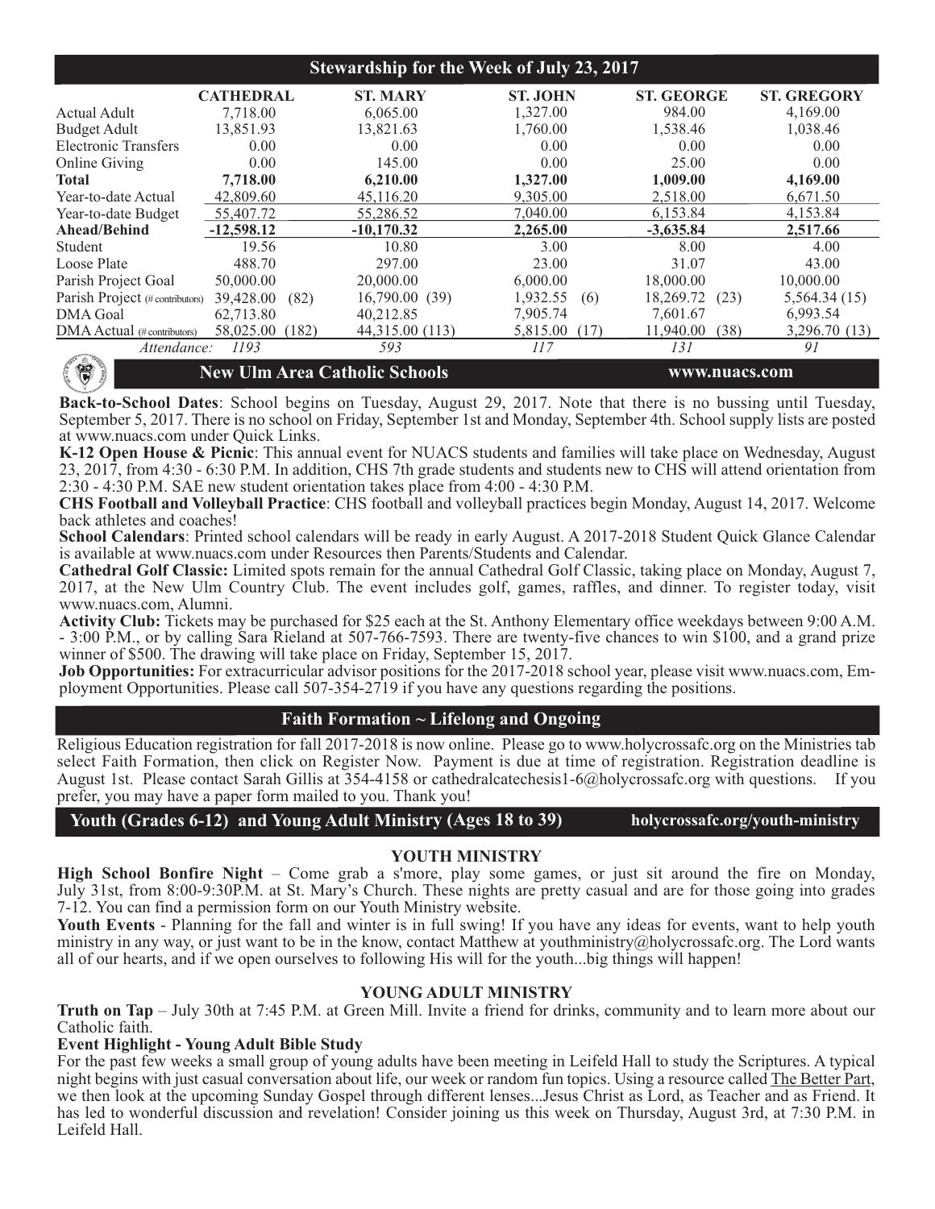## Stewardship for the Week of July 23, 2017

| | CATHEDRAL | ST. MARY | ST. JOHN | ST. GEORGE | ST. GREGORY |
|---|---|---|---|---|---|
| Actual Adult | 7,718.00 | 6,065.00 | 1,327.00 | 984.00 | 4,169.00 |
| Budget Adult | 13,851.93 | 13,821.63 | 1,760.00 | 1,538.46 | 1,038.46 |
| Electronic Transfers | 0.00 | 0.00 | 0.00 | 0.00 | 0.00 |
| Online Giving | 0.00 | 145.00 | 0.00 | 25.00 | 0.00 |
| **Total** | **7,718.00** | **6,210.00** | **1,327.00** | **1,009.00** | **4,169.00** |
| Year-to-date Actual | 42,809.60 | 45,116.20 | 9,305.00 | 2,518.00 | 6,671.50 |
| Year-to-date Budget | 55,407.72 | 55,286.52 | 7,040.00 | 6,153.84 | 4,153.84 |
| **Ahead/Behind** | **-12,598.12** | **-10,170.32** | **2,265.00** | **-3,635.84** | **2,517.66** |
| Student | 19.56 | 10.80 | 3.00 | 8.00 | 4.00 |
| Loose Plate | 488.70 | 297.00 | 23.00 | 31.07 | 43.00 |
| Parish Project Goal | 50,000.00 | 20,000.00 | 6,000.00 | 18,000.00 | 10,000.00 |
| Parish Project (# contributors) | 39,428.00 (82) | 16,790.00 (39) | 1,932.55 (6) | 18,269.72 (23) | 5,564.34 (15) |
| DMA Goal | 62,713.80 | 40,212.85 | 7,905.74 | 7,601.67 | 6,993.54 |
| DMA Actual (# contributors) | 58,025.00 (182) | 44,315.00 (113) | 5,815.00 (17) | 11,940.00 (38) | 3,296.70 (13) |
| *Attendance:* | *1193* | *593* | *117* | *131* | *91* |

## New Ulm Area Catholic Schools — www.nuacs.com

**Back-to-School Dates**: School begins on Tuesday, August 29, 2017. Note that there is no bussing until Tuesday, September 5, 2017. There is no school on Friday, September 1st and Monday, September 4th. School supply lists are posted at www.nuacs.com under Quick Links.

**K-12 Open House & Picnic**: This annual event for NUACS students and families will take place on Wednesday, August 23, 2017, from 4:30 - 6:30 P.M. In addition, CHS 7th grade students and students new to CHS will attend orientation from 2:30 - 4:30 P.M. SAE new student orientation takes place from 4:00 - 4:30 P.M.

**CHS Football and Volleyball Practice**: CHS football and volleyball practices begin Monday, August 14, 2017. Welcome back athletes and coaches!

**School Calendars**: Printed school calendars will be ready in early August. A 2017-2018 Student Quick Glance Calendar is available at www.nuacs.com under Resources then Parents/Students and Calendar.

**Cathedral Golf Classic:** Limited spots remain for the annual Cathedral Golf Classic, taking place on Monday, August 7, 2017, at the New Ulm Country Club. The event includes golf, games, raffles, and dinner. To register today, visit www.nuacs.com, Alumni.

**Activity Club:** Tickets may be purchased for $25 each at the St. Anthony Elementary office weekdays between 9:00 A.M. - 3:00 P.M., or by calling Sara Rieland at 507-766-7593. There are twenty-five chances to win $100, and a grand prize winner of $500. The drawing will take place on Friday, September 15, 2017.

**Job Opportunities:** For extracurricular advisor positions for the 2017-2018 school year, please visit www.nuacs.com, Employment Opportunities. Please call 507-354-2719 if you have any questions regarding the positions.

## Faith Formation ~ Lifelong and Ongoing

Religious Education registration for fall 2017-2018 is now online. Please go to www.holycrossafc.org on the Ministries tab select Faith Formation, then click on Register Now. Payment is due at time of registration. Registration deadline is August 1st. Please contact Sarah Gillis at 354-4158 or cathedralcatechesis1-6@holycrossafc.org with questions. If you prefer, you may have a paper form mailed to you. Thank you!

## Youth (Grades 6-12) and Young Adult Ministry (Ages 18 to 39) — holycrossafc.org/youth-ministry

### YOUTH MINISTRY

**High School Bonfire Night** – Come grab a s'more, play some games, or just sit around the fire on Monday, July 31st, from 8:00-9:30P.M. at St. Mary's Church. These nights are pretty casual and are for those going into grades 7-12. You can find a permission form on our Youth Ministry website.

**Youth Events** - Planning for the fall and winter is in full swing! If you have any ideas for events, want to help youth ministry in any way, or just want to be in the know, contact Matthew at youthministry@holycrossafc.org. The Lord wants all of our hearts, and if we open ourselves to following His will for the youth...big things will happen!

### YOUNG ADULT MINISTRY

**Truth on Tap** – July 30th at 7:45 P.M. at Green Mill. Invite a friend for drinks, community and to learn more about our Catholic faith.

**Event Highlight - Young Adult Bible Study**

For the past few weeks a small group of young adults have been meeting in Leifeld Hall to study the Scriptures. A typical night begins with just casual conversation about life, our week or random fun topics. Using a resource called The Better Part, we then look at the upcoming Sunday Gospel through different lenses...Jesus Christ as Lord, as Teacher and as Friend. It has led to wonderful discussion and revelation! Consider joining us this week on Thursday, August 3rd, at 7:30 P.M. in Leifeld Hall.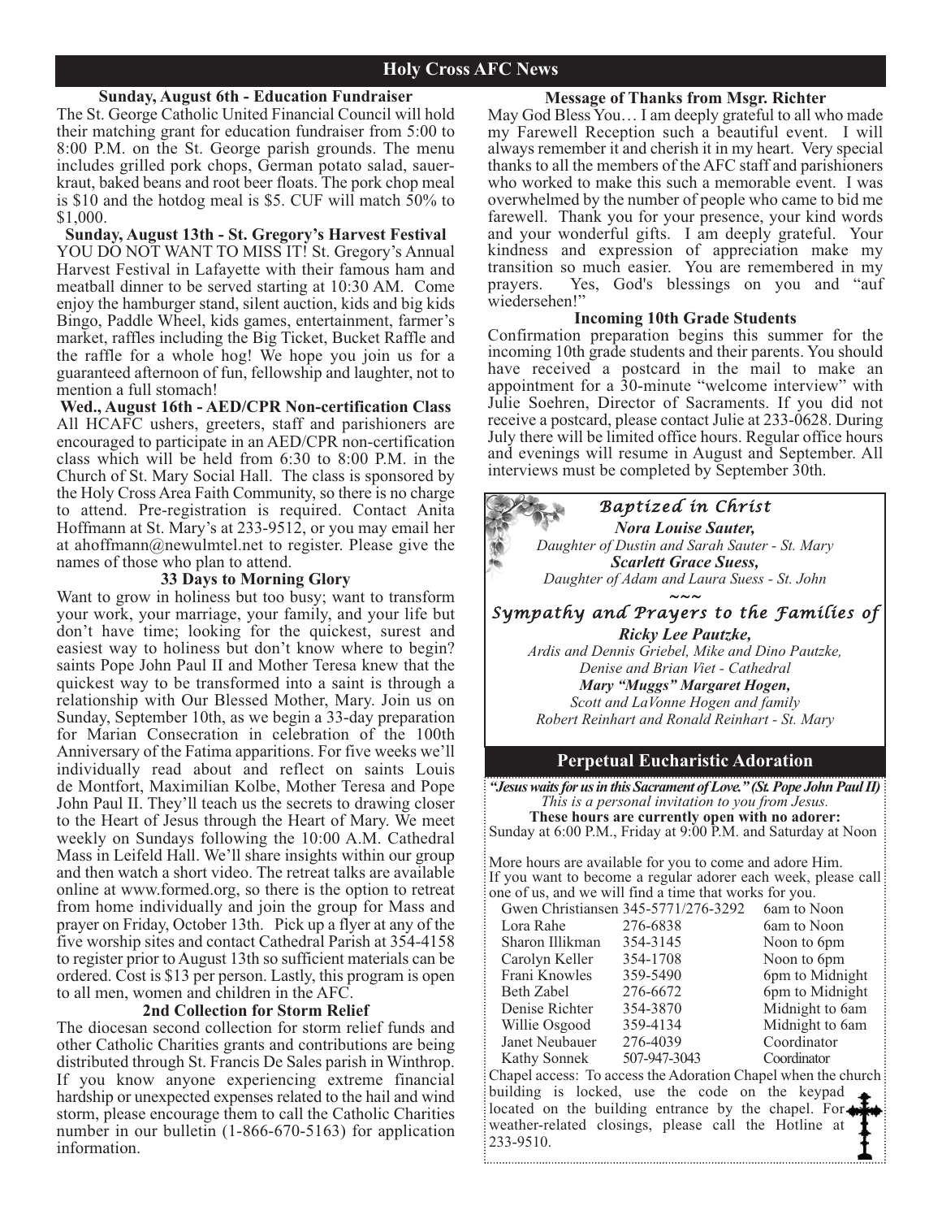# Holy Cross AFC News

### Sunday, August 6th - Education Fundraiser

The St. George Catholic United Financial Council will hold their matching grant for education fundraiser from 5:00 to 8:00 P.M. on the St. George parish grounds. The menu includes grilled pork chops, German potato salad, sauerkraut, baked beans and root beer floats. The pork chop meal is $10 and the hotdog meal is $5. CUF will match 50% to $1,000.

### Sunday, August 13th - St. Gregory's Harvest Festival

YOU DO NOT WANT TO MISS IT! St. Gregory's Annual Harvest Festival in Lafayette with their famous ham and meatball dinner to be served starting at 10:30 AM. Come enjoy the hamburger stand, silent auction, kids and big kids Bingo, Paddle Wheel, kids games, entertainment, farmer's market, raffles including the Big Ticket, Bucket Raffle and the raffle for a whole hog! We hope you join us for a guaranteed afternoon of fun, fellowship and laughter, not to mention a full stomach!

### Wed., August 16th - AED/CPR Non-certification Class

All HCAFC ushers, greeters, staff and parishioners are encouraged to participate in an AED/CPR non-certification class which will be held from 6:30 to 8:00 P.M. in the Church of St. Mary Social Hall. The class is sponsored by the Holy Cross Area Faith Community, so there is no charge to attend. Pre-registration is required. Contact Anita Hoffmann at St. Mary's at 233-9512, or you may email her at ahoffmann@newulmtel.net to register. Please give the names of those who plan to attend.

### 33 Days to Morning Glory

Want to grow in holiness but too busy; want to transform your work, your marriage, your family, and your life but don't have time; looking for the quickest, surest and easiest way to holiness but don't know where to begin? saints Pope John Paul II and Mother Teresa knew that the quickest way to be transformed into a saint is through a relationship with Our Blessed Mother, Mary. Join us on Sunday, September 10th, as we begin a 33-day preparation for Marian Consecration in celebration of the 100th Anniversary of the Fatima apparitions. For five weeks we'll individually read about and reflect on saints Louis de Montfort, Maximilian Kolbe, Mother Teresa and Pope John Paul II. They'll teach us the secrets to drawing closer to the Heart of Jesus through the Heart of Mary. We meet weekly on Sundays following the 10:00 A.M. Cathedral Mass in Leifeld Hall. We'll share insights within our group and then watch a short video. The retreat talks are available online at www.formed.org, so there is the option to retreat from home individually and join the group for Mass and prayer on Friday, October 13th. Pick up a flyer at any of the five worship sites and contact Cathedral Parish at 354-4158 to register prior to August 13th so sufficient materials can be ordered. Cost is $13 per person. Lastly, this program is open to all men, women and children in the AFC.

### 2nd Collection for Storm Relief

The diocesan second collection for storm relief funds and other Catholic Charities grants and contributions are being distributed through St. Francis De Sales parish in Winthrop. If you know anyone experiencing extreme financial hardship or unexpected expenses related to the hail and wind storm, please encourage them to call the Catholic Charities number in our bulletin (1-866-670-5163) for application information.

### Message of Thanks from Msgr. Richter

May God Bless You… I am deeply grateful to all who made my Farewell Reception such a beautiful event. I will always remember it and cherish it in my heart. Very special thanks to all the members of the AFC staff and parishioners who worked to make this such a memorable event. I was overwhelmed by the number of people who came to bid me farewell. Thank you for your presence, your kind words and your wonderful gifts. I am deeply grateful. Your kindness and expression of appreciation make my transition so much easier. You are remembered in my prayers. Yes, God's blessings on you and "auf wiedersehen!"

### Incoming 10th Grade Students

Confirmation preparation begins this summer for the incoming 10th grade students and their parents. You should have received a postcard in the mail to make an appointment for a 30-minute "welcome interview" with Julie Soehren, Director of Sacraments. If you did not receive a postcard, please contact Julie at 233-0628. During July there will be limited office hours. Regular office hours and evenings will resume in August and September. All interviews must be completed by September 30th.

### *Baptized in Christ*

***Nora Louise Sauter,***
*Daughter of Dustin and Sarah Sauter - St. Mary*

***Scarlett Grace Suess,***
*Daughter of Adam and Laura Suess - St. John*

~~~

### *Sympathy and Prayers to the Families of*

***Ricky Lee Pautzke,***
*Ardis and Dennis Griebel, Mike and Dino Pautzke, Denise and Brian Viet - Cathedral*

***Mary "Muggs" Margaret Hogen,***
*Scott and LaVonne Hogen and family*
*Robert Reinhart and Ronald Reinhart - St. Mary*

## Perpetual Eucharistic Adoration

***"Jesus waits for us in this Sacrament of Love." (St. Pope John Paul II)***
*This is a personal invitation to you from Jesus.*

**These hours are currently open with no adorer:**
Sunday at 6:00 P.M., Friday at 9:00 P.M. and Saturday at Noon

More hours are available for you to come and adore Him. If you want to become a regular adorer each week, please call one of us, and we will find a time that works for you.

| | | |
|---|---|---|
| Gwen Christiansen | 345-5771/276-3292 | 6am to Noon |
| Lora Rahe | 276-6838 | 6am to Noon |
| Sharon Illikman | 354-3145 | Noon to 6pm |
| Carolyn Keller | 354-1708 | Noon to 6pm |
| Frani Knowles | 359-5490 | 6pm to Midnight |
| Beth Zabel | 276-6672 | 6pm to Midnight |
| Denise Richter | 354-3870 | Midnight to 6am |
| Willie Osgood | 359-4134 | Midnight to 6am |
| Janet Neubauer | 276-4039 | Coordinator |
| Kathy Sonnek | 507-947-3043 | Coordinator |

Chapel access: To access the Adoration Chapel when the church building is locked, use the code on the keypad located on the building entrance by the chapel. For weather-related closings, please call the Hotline at 233-9510.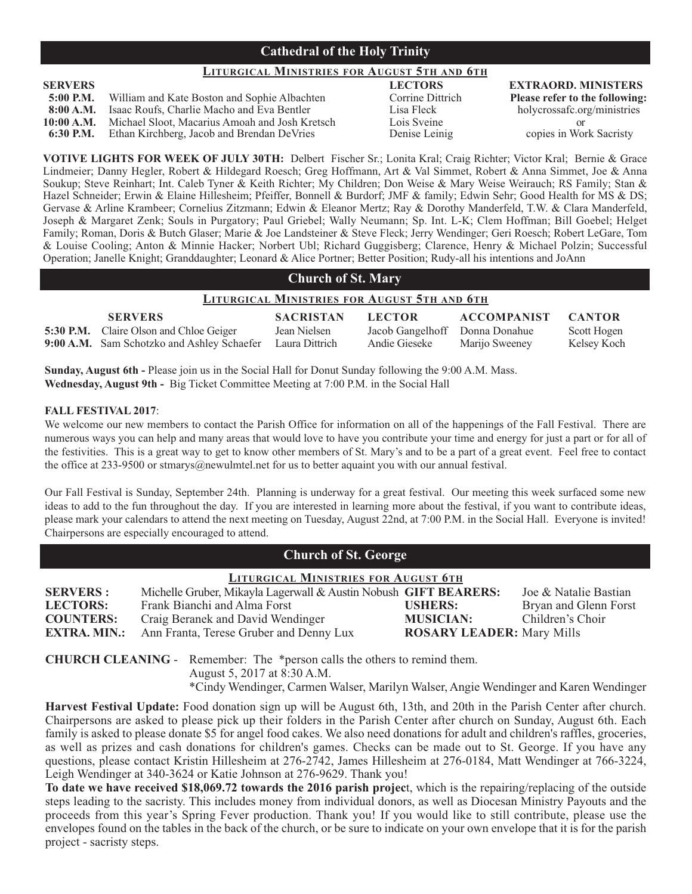## Cathedral of the Holy Trinity

### Liturgical Ministries for August 5th and 6th

| SERVERS | | LECTORS | EXTRAORD. MINISTERS |
|---|---|---|---|
| 5:00 P.M. | William and Kate Boston and Sophie Albachten | Corrine Dittrich | Please refer to the following: |
| 8:00 A.M. | Isaac Roufs, Charlie Macho and Eva Bentler | Lisa Fleck | holycrossafc.org/ministries |
| 10:00 A.M. | Michael Sloot, Macarius Amoah and Josh Kretsch | Lois Sveine | or |
| 6:30 P.M. | Ethan Kirchberg, Jacob and Brendan DeVries | Denise Leinig | copies in Work Sacristy |

**VOTIVE LIGHTS FOR WEEK OF JULY 30TH:** Delbert Fischer Sr.; Lonita Kral; Craig Richter; Victor Kral; Bernie & Grace Lindmeier; Danny Hegler, Robert & Hildegard Roesch; Greg Hoffmann, Art & Val Simmet, Robert & Anna Simmet, Joe & Anna Soukup; Steve Reinhart; Int. Caleb Tyner & Keith Richter; My Children; Don Weise & Mary Weise Weirauch; RS Family; Stan & Hazel Schneider; Erwin & Elaine Hillesheim; Pfeiffer, Bonnell & Burdorf; JMF & family; Edwin Sehr; Good Health for MS & DS; Gervase & Arline Krambeer; Cornelius Zitzmann; Edwin & Eleanor Mertz; Ray & Dorothy Manderfeld, T.W. & Clara Manderfeld, Joseph & Margaret Zenk; Souls in Purgatory; Paul Griebel; Wally Neumann; Sp. Int. L-K; Clem Hoffman; Bill Goebel; Helget Family; Roman, Doris & Butch Glaser; Marie & Joe Landsteiner & Steve Fleck; Jerry Wendinger; Geri Roesch; Robert LeGare, Tom & Louise Cooling; Anton & Minnie Hacker; Norbert Ubl; Richard Guggisberg; Clarence, Henry & Michael Polzin; Successful Operation; Janelle Knight; Granddaughter; Leonard & Alice Portner; Better Position; Rudy-all his intentions and JoAnn

## Church of St. Mary

### Liturgical Ministries for August 5th and 6th

| | SERVERS | SACRISTAN | LECTOR | ACCOMPANIST | CANTOR |
|---|---|---|---|---|---|
| **5:30 P.M.** | Claire Olson and Chloe Geiger | Jean Nielsen | Jacob Gangelhoff | Donna Donahue | Scott Hogen |
| **9:00 A.M.** | Sam Schotzko and Ashley Schaefer | Laura Dittrich | Andie Gieseke | Marijo Sweeney | Kelsey Koch |

**Sunday, August 6th -** Please join us in the Social Hall for Donut Sunday following the 9:00 A.M. Mass.
**Wednesday, August 9th -** Big Ticket Committee Meeting at 7:00 P.M. in the Social Hall

**FALL FESTIVAL 2017**:
We welcome our new members to contact the Parish Office for information on all of the happenings of the Fall Festival. There are numerous ways you can help and many areas that would love to have you contribute your time and energy for just a part or for all of the festivities. This is a great way to get to know other members of St. Mary's and to be a part of a great event. Feel free to contact the office at 233-9500 or stmarys@newulmtel.net for us to better aquaint you with our annual festival.

Our Fall Festival is Sunday, September 24th. Planning is underway for a great festival. Our meeting this week surfaced some new ideas to add to the fun throughout the day. If you are interested in learning more about the festival, if you want to contribute ideas, please mark your calendars to attend the next meeting on Tuesday, August 22nd, at 7:00 P.M. in the Social Hall. Everyone is invited! Chairpersons are especially encouraged to attend.

## Church of St. George

### Liturgical Ministries for August 6th

| | | | |
|---|---|---|---|
| **SERVERS :** | Michelle Gruber, Mikayla Lagerwall & Austin Nobush | **GIFT BEARERS:** | Joe & Natalie Bastian |
| **LECTORS:** | Frank Bianchi and Alma Forst | **USHERS:** | Bryan and Glenn Forst |
| **COUNTERS:** | Craig Beranek and David Wendinger | **MUSICIAN:** | Children's Choir |
| **EXTRA. MIN.:** | Ann Franta, Terese Gruber and Denny Lux | **ROSARY LEADER:** | Mary Mills |

**CHURCH CLEANING** - Remember: The *person calls the others to remind them.
August 5, 2017 at 8:30 A.M.
*Cindy Wendinger, Carmen Walser, Marilyn Walser, Angie Wendinger and Karen Wendinger

**Harvest Festival Update:** Food donation sign up will be August 6th, 13th, and 20th in the Parish Center after church. Chairpersons are asked to please pick up their folders in the Parish Center after church on Sunday, August 6th. Each family is asked to please donate $5 for angel food cakes. We also need donations for adult and children's raffles, groceries, as well as prizes and cash donations for children's games. Checks can be made out to St. George. If you have any questions, please contact Kristin Hillesheim at 276-2742, James Hillesheim at 276-0184, Matt Wendinger at 766-3224, Leigh Wendinger at 340-3624 or Katie Johnson at 276-9629. Thank you!

**To date we have received $18,069.72 towards the 2016 parish project**, which is the repairing/replacing of the outside steps leading to the sacristy. This includes money from individual donors, as well as Diocesan Ministry Payouts and the proceeds from this year's Spring Fever production. Thank you! If you would like to still contribute, please use the envelopes found on the tables in the back of the church, or be sure to indicate on your own envelope that it is for the parish project - sacristy steps.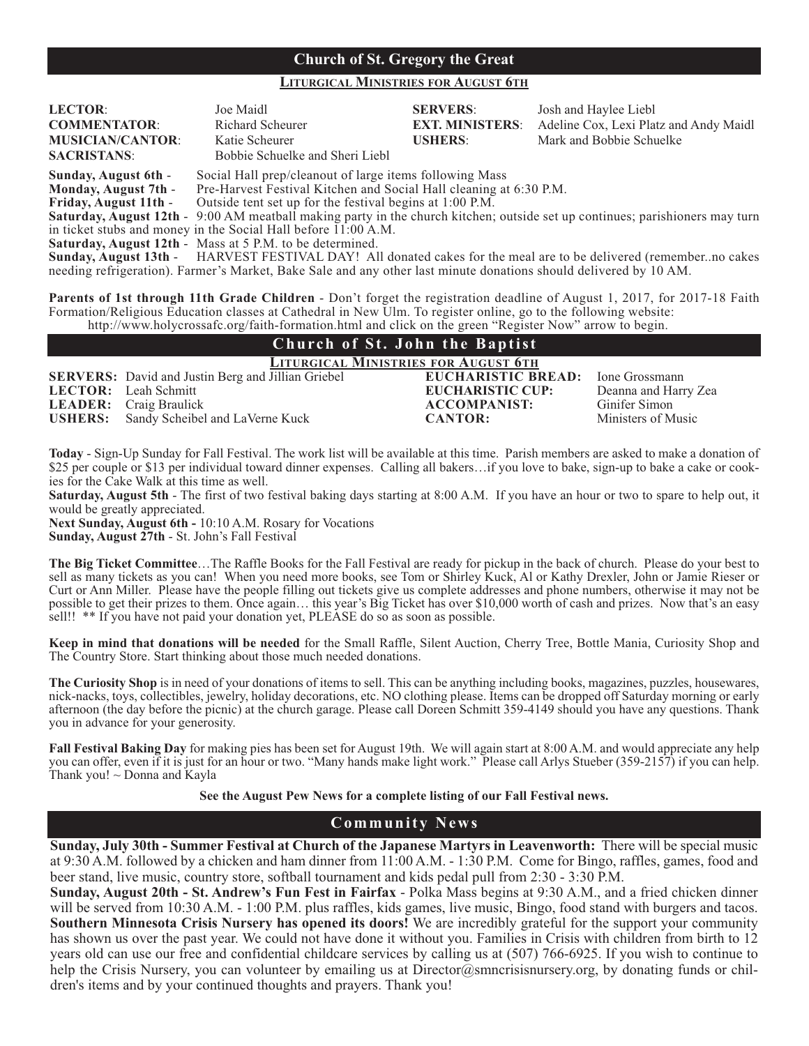## Church of St. Gregory the Great

### Liturgical Ministries for August 6th

| | | | |
|---|---|---|---|
| **LECTOR**: | Joe Maidl | **SERVERS**: | Josh and Haylee Liebl |
| **COMMENTATOR**: | Richard Scheurer | **EXT. MINISTERS**: | Adeline Cox, Lexi Platz and Andy Maidl |
| **MUSICIAN/CANTOR**: | Katie Scheurer | **USHERS**: | Mark and Bobbie Schuelke |
| **SACRISTANS**: | Bobbie Schuelke and Sheri Liebl | | |

**Sunday, August 6th** - Social Hall prep/cleanout of large items following Mass
**Monday, August 7th** - Pre-Harvest Festival Kitchen and Social Hall cleaning at 6:30 P.M.
**Friday, August 11th** - Outside tent set up for the festival begins at 1:00 P.M.
**Saturday, August 12th** - 9:00 AM meatball making party in the church kitchen; outside set up continues; parishioners may turn in ticket stubs and money in the Social Hall before 11:00 A.M.
**Saturday, August 12th** - Mass at 5 P.M. to be determined.
**Sunday, August 13th** - HARVEST FESTIVAL DAY! All donated cakes for the meal are to be delivered (remember..no cakes needing refrigeration). Farmer's Market, Bake Sale and any other last minute donations should delivered by 10 AM.

**Parents of 1st through 11th Grade Children** - Don't forget the registration deadline of August 1, 2017, for 2017-18 Faith Formation/Religious Education classes at Cathedral in New Ulm. To register online, go to the following website: http://www.holycrossafc.org/faith-formation.html and click on the green "Register Now" arrow to begin.

## Church of St. John the Baptist

### Liturgical Ministries for August 6th

| | | | |
|---|---|---|---|
| **SERVERS:** | David and Justin Berg and Jillian Griebel | **EUCHARISTIC BREAD:** | Ione Grossmann |
| **LECTOR:** | Leah Schmitt | **EUCHARISTIC CUP:** | Deanna and Harry Zea |
| **LEADER:** | Craig Braulick | **ACCOMPANIST:** | Ginifer Simon |
| **USHERS:** | Sandy Scheibel and LaVerne Kuck | **CANTOR:** | Ministers of Music |

**Today** - Sign-Up Sunday for Fall Festival. The work list will be available at this time. Parish members are asked to make a donation of $25 per couple or $13 per individual toward dinner expenses. Calling all bakers…if you love to bake, sign-up to bake a cake or cookies for the Cake Walk at this time as well.
**Saturday, August 5th** - The first of two festival baking days starting at 8:00 A.M. If you have an hour or two to spare to help out, it would be greatly appreciated.
**Next Sunday, August 6th -** 10:10 A.M. Rosary for Vocations
**Sunday, August 27th** - St. John's Fall Festival

**The Big Ticket Committee**…The Raffle Books for the Fall Festival are ready for pickup in the back of church. Please do your best to sell as many tickets as you can! When you need more books, see Tom or Shirley Kuck, Al or Kathy Drexler, John or Jamie Rieser or Curt or Ann Miller. Please have the people filling out tickets give us complete addresses and phone numbers, otherwise it may not be possible to get their prizes to them. Once again… this year's Big Ticket has over $10,000 worth of cash and prizes. Now that's an easy sell!! ** If you have not paid your donation yet, PLEASE do so as soon as possible.

**Keep in mind that donations will be needed** for the Small Raffle, Silent Auction, Cherry Tree, Bottle Mania, Curiosity Shop and The Country Store. Start thinking about those much needed donations.

**The Curiosity Shop** is in need of your donations of items to sell. This can be anything including books, magazines, puzzles, housewares, nick-nacks, toys, collectibles, jewelry, holiday decorations, etc. NO clothing please. Items can be dropped off Saturday morning or early afternoon (the day before the picnic) at the church garage. Please call Doreen Schmitt 359-4149 should you have any questions. Thank you in advance for your generosity.

**Fall Festival Baking Day** for making pies has been set for August 19th. We will again start at 8:00 A.M. and would appreciate any help you can offer, even if it is just for an hour or two. "Many hands make light work." Please call Arlys Stueber (359-2157) if you can help. Thank you! ~ Donna and Kayla

**See the August Pew News for a complete listing of our Fall Festival news.**

## Community News

**Sunday, July 30th - Summer Festival at Church of the Japanese Martyrs in Leavenworth:** There will be special music at 9:30 A.M. followed by a chicken and ham dinner from 11:00 A.M. - 1:30 P.M. Come for Bingo, raffles, games, food and beer stand, live music, country store, softball tournament and kids pedal pull from 2:30 - 3:30 P.M.
**Sunday, August 20th - St. Andrew's Fun Fest in Fairfax** - Polka Mass begins at 9:30 A.M., and a fried chicken dinner will be served from 10:30 A.M. - 1:00 P.M. plus raffles, kids games, live music, Bingo, food stand with burgers and tacos.
**Southern Minnesota Crisis Nursery has opened its doors!** We are incredibly grateful for the support your community has shown us over the past year. We could not have done it without you. Families in Crisis with children from birth to 12 years old can use our free and confidential childcare services by calling us at (507) 766-6925. If you wish to continue to help the Crisis Nursery, you can volunteer by emailing us at Director@smncrisisnursery.org, by donating funds or children's items and by your continued thoughts and prayers. Thank you!